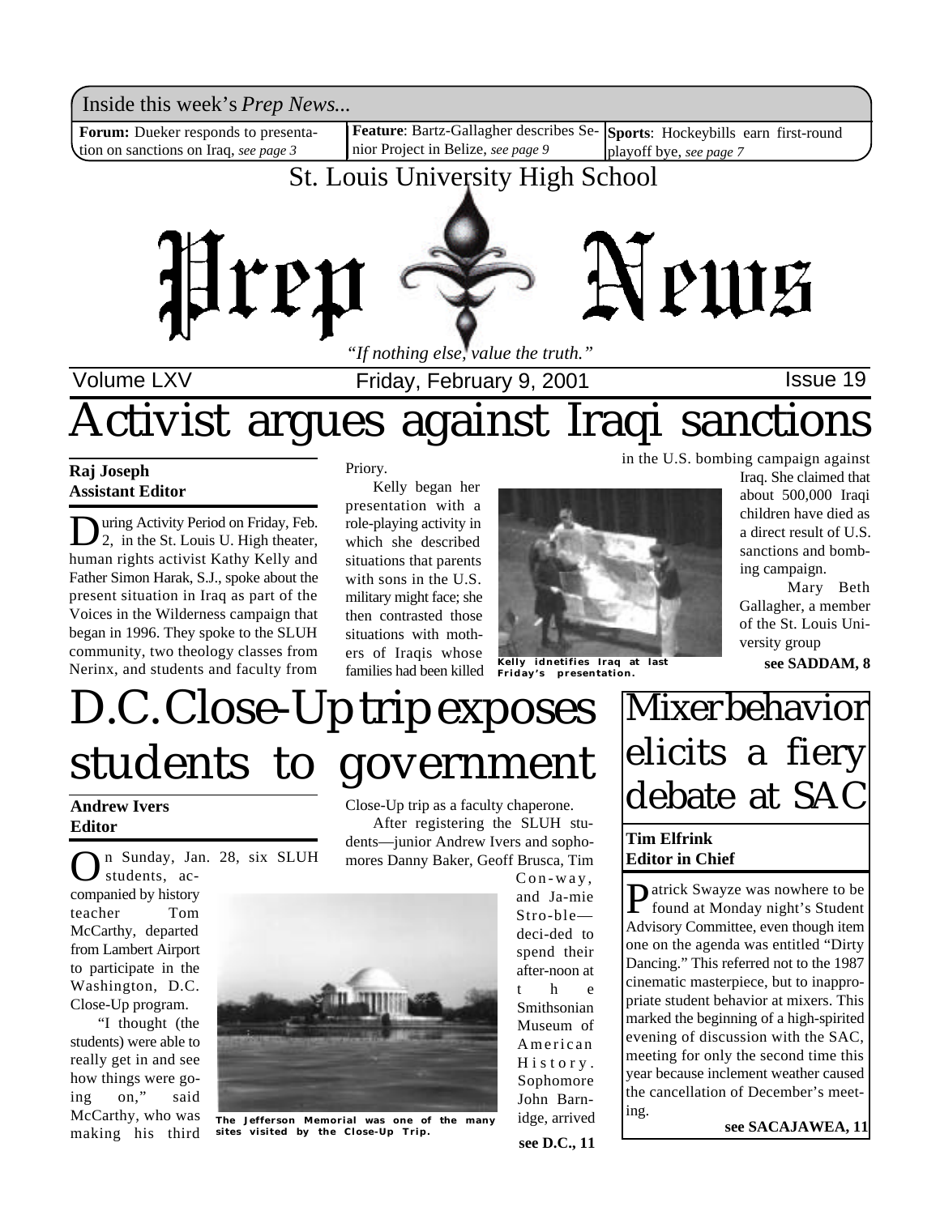Inside this week's *Prep News...*

**Forum:** Dueker responds to presentation on sanctions on Iraq, *see page 3*

**Feature**: Bartz-Gallagher describes Senior Project in Belize, *see page 9*

**Sports**: Hockeybills earn first-round playoff bye, *see page 7*

St. Louis University High School

# Prep News

*"If nothing else, value the truth."*

Volume LXV — Friday, February 9, 2001 — Issue 19

# Activist argues against Iraqi sanctions

**Raj Joseph**
**Assistant Editor**

During Activity Period on Friday, Feb. 2, in the St. Louis U. High theater, human rights activist Kathy Kelly and Father Simon Harak, S.J., spoke about the present situation in Iraq as part of the Voices in the Wilderness campaign that began in 1996. They spoke to the SLUH community, two theology classes from Nerinx, and students and faculty from Priory.

Kelly began her presentation with a role-playing activity in which she described situations that parents with sons in the U.S. military might face; she then contrasted those situations with mothers of Iraqis whose families had been killed in the U.S. bombing campaign against Iraq. She claimed that about 500,000 Iraqi children have died as a direct result of U.S. sanctions and bombing campaign.

Kelly idnetifies Iraq at last Friday's presentation.

Mary Beth Gallagher, a member of the St. Louis University group

**see SADDAM, 8**

# D.C. Close-Up trip exposes students to government

**Andrew Ivers**
**Editor**

On Sunday, Jan. 28, six SLUH students, accompanied by history teacher Tom McCarthy, departed from Lambert Airport to participate in the Washington, D.C. Close-Up program.

"I thought (the students) were able to really get in and see how things were going on," said McCarthy, who was making his third Close-Up trip as a faculty chaperone.

After registering the SLUH students—junior Andrew Ivers and sophomores Danny Baker, Geoff Brusca, Tim Con-way, and Ja-mie Stro-ble—deci-ded to spend their after-noon at the Smithsonian Museum of American History. Sophomore John Barnidge, arrived

The Jefferson Memorial was one of the many sites visited by the Close-Up Trip.

**see D.C., 11**

# Mixer behavior elicits a fiery debate at SAC

**Tim Elfrink**
**Editor in Chief**

Patrick Swayze was nowhere to be found at Monday night's Student Advisory Committee, even though item one on the agenda was entitled "Dirty Dancing." This referred not to the 1987 cinematic masterpiece, but to inappropriate student behavior at mixers. This marked the beginning of a high-spirited evening of discussion with the SAC, meeting for only the second time this year because inclement weather caused the cancellation of December's meeting.

**see SACAJAWEA, 11**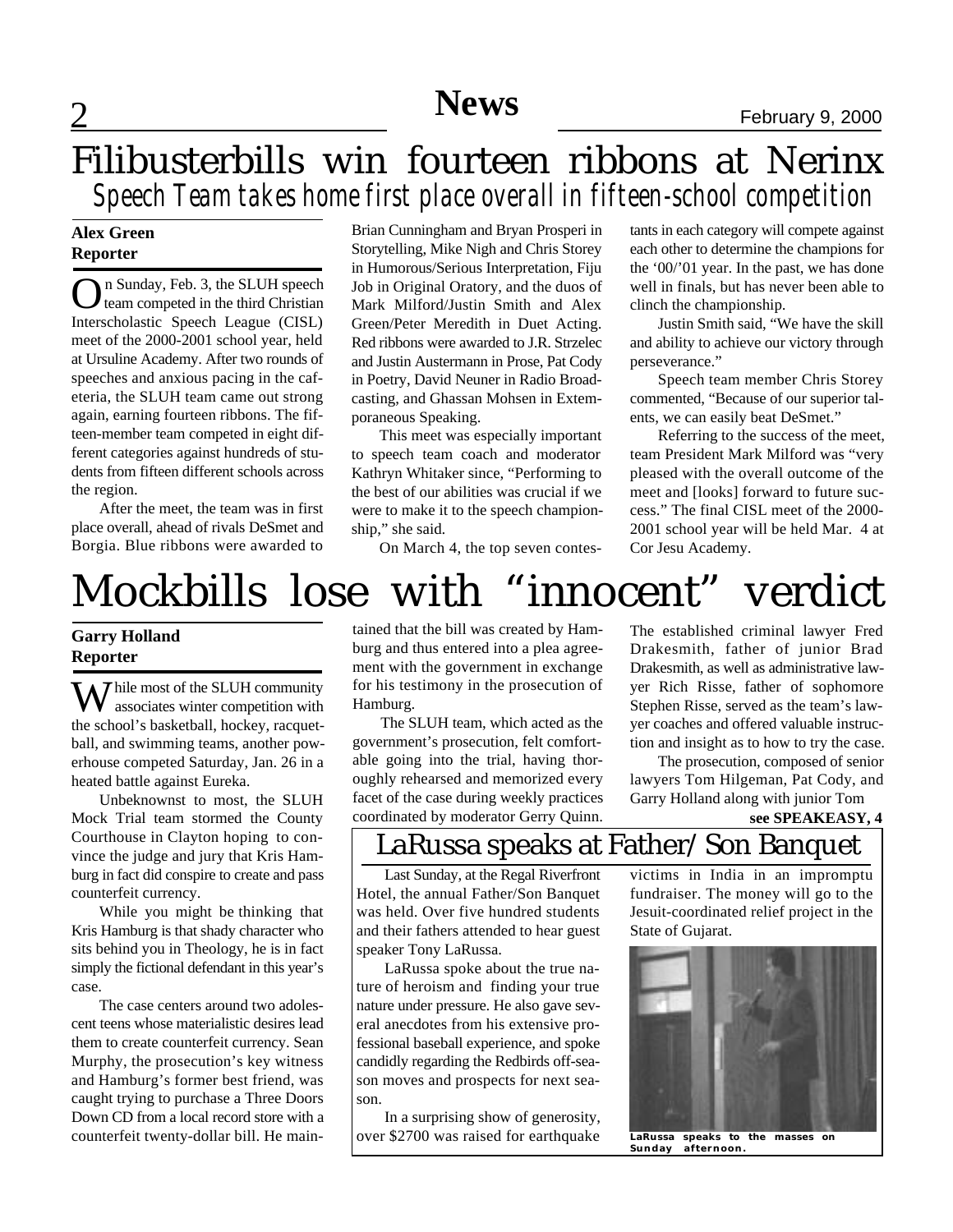# Filibusterbills win fourteen ribbons at Nerinx

## *Speech Team takes home first place overall in fifteen-school competition*

**Alex Green**
**Reporter**

On Sunday, Feb. 3, the SLUH speech team competed in the third Christian Interscholastic Speech League (CISL) meet of the 2000-2001 school year, held at Ursuline Academy. After two rounds of speeches and anxious pacing in the cafeteria, the SLUH team came out strong again, earning fourteen ribbons. The fifteen-member team competed in eight different categories against hundreds of students from fifteen different schools across the region.

After the meet, the team was in first place overall, ahead of rivals DeSmet and Borgia. Blue ribbons were awarded to Brian Cunningham and Bryan Prosperi in Storytelling, Mike Nigh and Chris Storey in Humorous/Serious Interpretation, Fiju Job in Original Oratory, and the duos of Mark Milford/Justin Smith and Alex Green/Peter Meredith in Duet Acting. Red ribbons were awarded to J.R. Strzelec and Justin Austermann in Prose, Pat Cody in Poetry, David Neuner in Radio Broadcasting, and Ghassan Mohsen in Extemporaneous Speaking.

This meet was especially important to speech team coach and moderator Kathryn Whitaker since, "Performing to the best of our abilities was crucial if we were to make it to the speech championship," she said.

On March 4, the top seven contestants in each category will compete against each other to determine the champions for the '00/'01 year. In the past, we has done well in finals, but has never been able to clinch the championship.

Justin Smith said, "We have the skill and ability to achieve our victory through perseverance."

Speech team member Chris Storey commented, "Because of our superior talents, we can easily beat DeSmet."

Referring to the success of the meet, team President Mark Milford was "very pleased with the overall outcome of the meet and [looks] forward to future success." The final CISL meet of the 2000-2001 school year will be held Mar. 4 at Cor Jesu Academy.

# Mockbills lose with "innocent" verdict

**Garry Holland**
**Reporter**

While most of the SLUH community associates winter competition with the school's basketball, hockey, racquetball, and swimming teams, another powerhouse competed Saturday, Jan. 26 in a heated battle against Eureka.

Unbeknownst to most, the SLUH Mock Trial team stormed the County Courthouse in Clayton hoping to convince the judge and jury that Kris Hamburg in fact did conspire to create and pass counterfeit currency.

While you might be thinking that Kris Hamburg is that shady character who sits behind you in Theology, he is in fact simply the fictional defendant in this year's case.

The case centers around two adolescent teens whose materialistic desires lead them to create counterfeit currency. Sean Murphy, the prosecution's key witness and Hamburg's former best friend, was caught trying to purchase a Three Doors Down CD from a local record store with a counterfeit twenty-dollar bill. He maintained that the bill was created by Hamburg and thus entered into a plea agreement with the government in exchange for his testimony in the prosecution of Hamburg.

The SLUH team, which acted as the government's prosecution, felt comfortable going into the trial, having thoroughly rehearsed and memorized every facet of the case during weekly practices coordinated by moderator Gerry Quinn. The established criminal lawyer Fred Drakesmith, father of junior Brad Drakesmith, as well as administrative lawyer Rich Risse, father of sophomore Stephen Risse, served as the team's lawyer coaches and offered valuable instruction and insight as to how to try the case.

The prosecution, composed of senior lawyers Tom Hilgeman, Pat Cody, and Garry Holland along with junior Tom

**see SPEAKEASY, 4**

## LaRussa speaks at Father/Son Banquet

Last Sunday, at the Regal Riverfront Hotel, the annual Father/Son Banquet was held. Over five hundred students and their fathers attended to hear guest speaker Tony LaRussa.

LaRussa spoke about the true nature of heroism and finding your true nature under pressure. He also gave several anecdotes from his extensive professional baseball experience, and spoke candidly regarding the Redbirds off-season moves and prospects for next season.

In a surprising show of generosity, over $2700 was raised for earthquake victims in India in an impromptu fundraiser. The money will go to the Jesuit-coordinated relief project in the State of Gujarat.

LaRussa speaks to the masses on Sunday afternoon.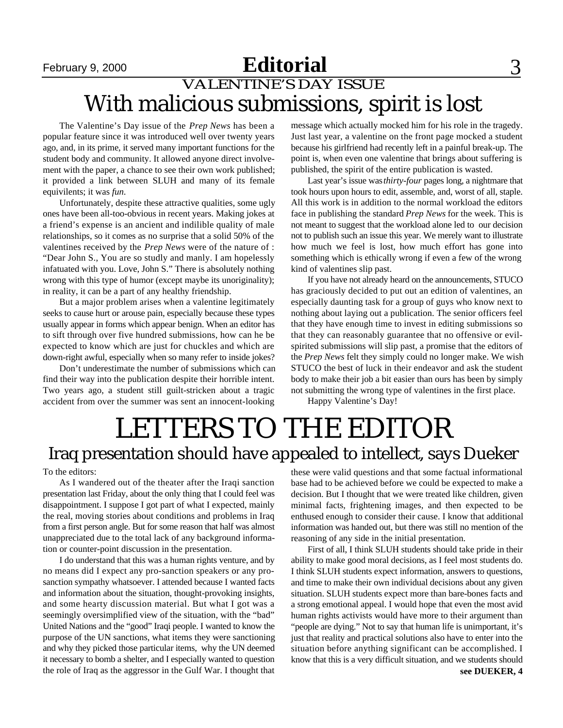# Editorial

## VALENTINE'S DAY ISSUE

## With malicious submissions, spirit is lost

The Valentine's Day issue of the *Prep News* has been a popular feature since it was introduced well over twenty years ago, and, in its prime, it served many important functions for the student body and community. It allowed anyone direct involvement with the paper, a chance to see their own work published; it provided a link between SLUH and many of its female equivilents; it was *fun*.

Unfortunately, despite these attractive qualities, some ugly ones have been all-too-obvious in recent years. Making jokes at a friend's expense is an ancient and indilible quality of male relationships, so it comes as no surprise that a solid 50% of the valentines received by the *Prep News* were of the nature of : "Dear John S., You are so studly and manly. I am hopelessly infatuated with you. Love, John S." There is absolutely nothing wrong with this type of humor (except maybe its unoriginality); in reality, it can be a part of any healthy friendship.

But a major problem arises when a valentine legitimately seeks to cause hurt or arouse pain, especially because these types usually appear in forms which appear benign. When an editor has to sift through over five hundred submissions, how can he be expected to know which are just for chuckles and which are down-right awful, especially when so many refer to inside jokes?

Don't underestimate the number of submissions which can find their way into the publication despite their horrible intent. Two years ago, a student still guilt-stricken about a tragic accident from over the summer was sent an innocent-looking message which actually mocked him for his role in the tragedy. Just last year, a valentine on the front page mocked a student because his girlfriend had recently left in a painful break-up. The point is, when even one valentine that brings about suffering is published, the spirit of the entire publication is wasted.

Last year's issue was *thirty-four* pages long, a nightmare that took hours upon hours to edit, assemble, and, worst of all, staple. All this work is in addition to the normal workload the editors face in publishing the standard *Prep News* for the week. This is not meant to suggest that the workload alone led to our decision not to publish such an issue this year. We merely want to illustrate how much we feel is lost, how much effort has gone into something which is ethically wrong if even a few of the wrong kind of valentines slip past.

If you have not already heard on the announcements, STUCO has graciously decided to put out an edition of valentines, an especially daunting task for a group of guys who know next to nothing about laying out a publication. The senior officers feel that they have enough time to invest in editing submissions so that they can reasonably guarantee that no offensive or evil-spirited submissions will slip past, a promise that the editors of the *Prep News* felt they simply could no longer make. We wish STUCO the best of luck in their endeavor and ask the student body to make their job a bit easier than ours has been by simply not submitting the wrong type of valentines in the first place.

Happy Valentine's Day!

# LETTERS TO THE EDITOR

## Iraq presentation should have appealed to intellect, says Dueker

To the editors:

As I wandered out of the theater after the Iraqi sanction presentation last Friday, about the only thing that I could feel was disappointment. I suppose I got part of what I expected, mainly the real, moving stories about conditions and problems in Iraq from a first person angle. But for some reason that half was almost unappreciated due to the total lack of any background information or counter-point discussion in the presentation.

I do understand that this was a human rights venture, and by no means did I expect any pro-sanction speakers or any pro-sanction sympathy whatsoever. I attended because I wanted facts and information about the situation, thought-provoking insights, and some hearty discussion material. But what I got was a seemingly oversimplified view of the situation, with the "bad" United Nations and the "good" Iraqi people. I wanted to know the purpose of the UN sanctions, what items they were sanctioning and why they picked those particular items, why the UN deemed it necessary to bomb a shelter, and I especially wanted to question the role of Iraq as the aggressor in the Gulf War. I thought that these were valid questions and that some factual informational base had to be achieved before we could be expected to make a decision. But I thought that we were treated like children, given minimal facts, frightening images, and then expected to be enthused enough to consider their cause. I know that additional information was handed out, but there was still no mention of the reasoning of any side in the initial presentation.

First of all, I think SLUH students should take pride in their ability to make good moral decisions, as I feel most students do. I think SLUH students expect information, answers to questions, and time to make their own individual decisions about any given situation. SLUH students expect more than bare-bones facts and a strong emotional appeal. I would hope that even the most avid human rights activists would have more to their argument than "people are dying." Not to say that human life is unimportant, it's just that reality and practical solutions also have to enter into the situation before anything significant can be accomplished. I know that this is a very difficult situation, and we students should

**see DUEKER, 4**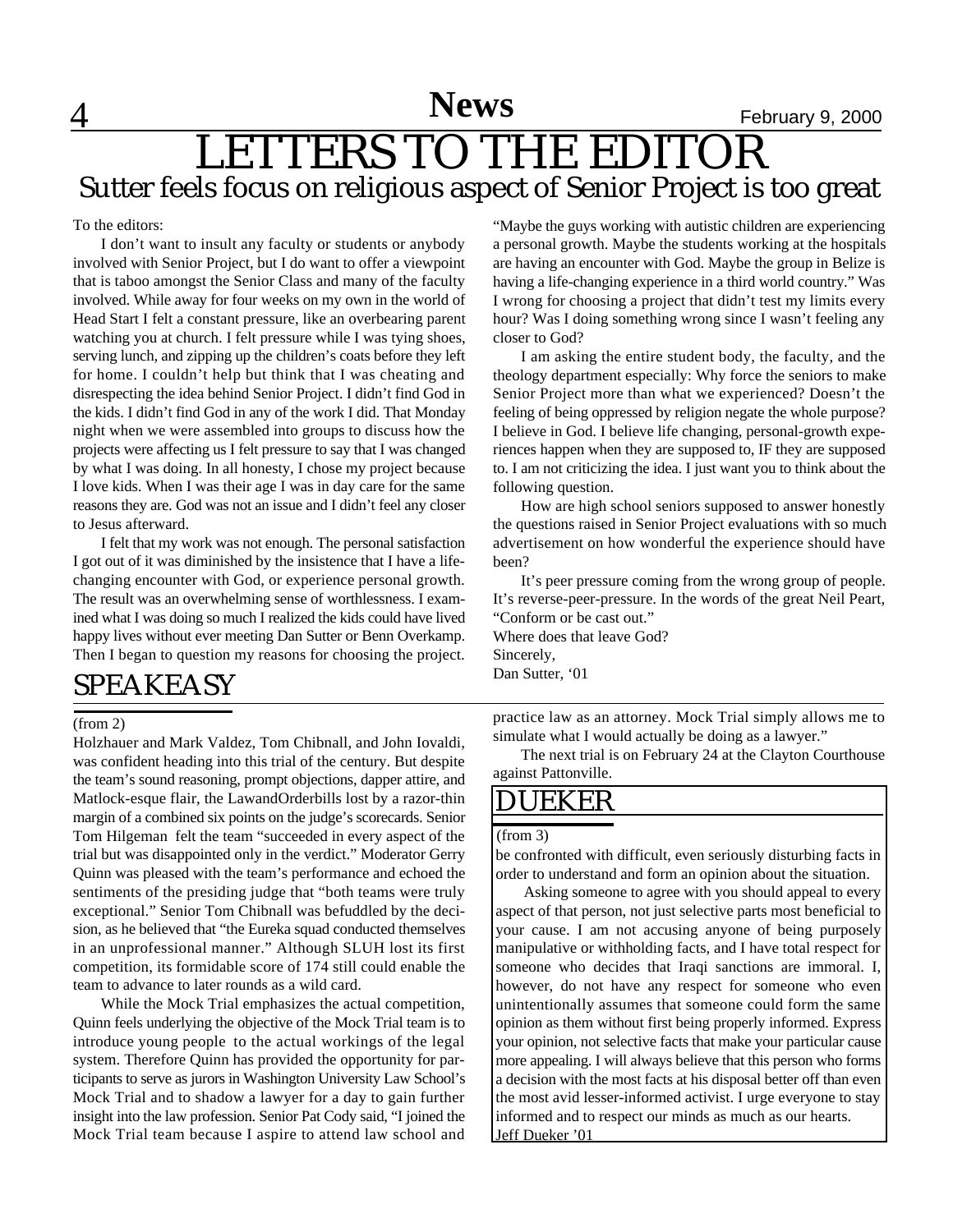# LETTERS TO THE EDITOR

## Sutter feels focus on religious aspect of Senior Project is too great

To the editors:

I don't want to insult any faculty or students or anybody involved with Senior Project, but I do want to offer a viewpoint that is taboo amongst the Senior Class and many of the faculty involved. While away for four weeks on my own in the world of Head Start I felt a constant pressure, like an overbearing parent watching you at church. I felt pressure while I was tying shoes, serving lunch, and zipping up the children's coats before they left for home. I couldn't help but think that I was cheating and disrespecting the idea behind Senior Project. I didn't find God in the kids. I didn't find God in any of the work I did. That Monday night when we were assembled into groups to discuss how the projects were affecting us I felt pressure to say that I was changed by what I was doing. In all honesty, I chose my project because I love kids. When I was their age I was in day care for the same reasons they are. God was not an issue and I didn't feel any closer to Jesus afterward.

I felt that my work was not enough. The personal satisfaction I got out of it was diminished by the insistence that I have a life-changing encounter with God, or experience personal growth. The result was an overwhelming sense of worthlessness. I examined what I was doing so much I realized the kids could have lived happy lives without ever meeting Dan Sutter or Benn Overkamp. Then I began to question my reasons for choosing the project. "Maybe the guys working with autistic children are experiencing a personal growth. Maybe the students working at the hospitals are having an encounter with God. Maybe the group in Belize is having a life-changing experience in a third world country." Was I wrong for choosing a project that didn't test my limits every hour? Was I doing something wrong since I wasn't feeling any closer to God?

I am asking the entire student body, the faculty, and the theology department especially: Why force the seniors to make Senior Project more than what we experienced? Doesn't the feeling of being oppressed by religion negate the whole purpose? I believe in God. I believe life changing, personal-growth experiences happen when they are supposed to, IF they are supposed to. I am not criticizing the idea. I just want you to think about the following question.

How are high school seniors supposed to answer honestly the questions raised in Senior Project evaluations with so much advertisement on how wonderful the experience should have been?

It's peer pressure coming from the wrong group of people. It's reverse-peer-pressure. In the words of the great Neil Peart, "Conform or be cast out."

Where does that leave God?

Sincerely,

Dan Sutter, '01

## SPEAKEASY

(from 2)

Holzhauer and Mark Valdez, Tom Chibnall, and John Iovaldi, was confident heading into this trial of the century. But despite the team's sound reasoning, prompt objections, dapper attire, and Matlock-esque flair, the LawandOrderbills lost by a razor-thin margin of a combined six points on the judge's scorecards. Senior Tom Hilgeman felt the team "succeeded in every aspect of the trial but was disappointed only in the verdict." Moderator Gerry Quinn was pleased with the team's performance and echoed the sentiments of the presiding judge that "both teams were truly exceptional." Senior Tom Chibnall was befuddled by the decision, as he believed that "the Eureka squad conducted themselves in an unprofessional manner." Although SLUH lost its first competition, its formidable score of 174 still could enable the team to advance to later rounds as a wild card.

While the Mock Trial emphasizes the actual competition, Quinn feels underlying the objective of the Mock Trial team is to introduce young people to the actual workings of the legal system. Therefore Quinn has provided the opportunity for participants to serve as jurors in Washington University Law School's Mock Trial and to shadow a lawyer for a day to gain further insight into the law profession. Senior Pat Cody said, "I joined the Mock Trial team because I aspire to attend law school and practice law as an attorney. Mock Trial simply allows me to simulate what I would actually be doing as a lawyer."

The next trial is on February 24 at the Clayton Courthouse against Pattonville.

## DUEKER

(from 3)

be confronted with difficult, even seriously disturbing facts in order to understand and form an opinion about the situation.

Asking someone to agree with you should appeal to every aspect of that person, not just selective parts most beneficial to your cause. I am not accusing anyone of being purposely manipulative or withholding facts, and I have total respect for someone who decides that Iraqi sanctions are immoral. I, however, do not have any respect for someone who even unintentionally assumes that someone could form the same opinion as them without first being properly informed. Express your opinion, not selective facts that make your particular cause more appealing. I will always believe that this person who forms a decision with the most facts at his disposal better off than even the most avid lesser-informed activist. I urge everyone to stay informed and to respect our minds as much as our hearts.

Jeff Dueker '01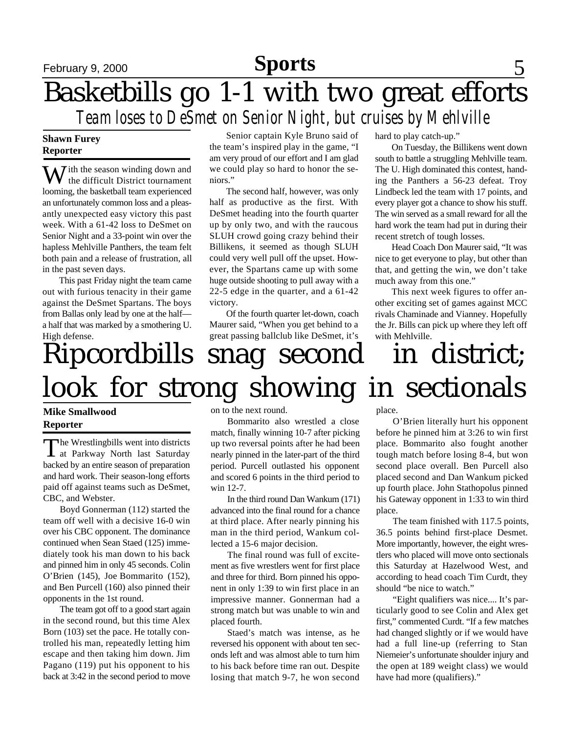# Basketbills go 1-1 with two great efforts

## *Team loses to DeSmet on Senior Night, but cruises by Mehlville*

**Shawn Furey**
**Reporter**

With the season winding down and the difficult District tournament looming, the basketball team experienced an unfortunately common loss and a pleasantly unexpected easy victory this past week. With a 61-42 loss to DeSmet on Senior Night and a 33-point win over the hapless Mehlville Panthers, the team felt both pain and a release of frustration, all in the past seven days.

This past Friday night the team came out with furious tenacity in their game against the DeSmet Spartans. The boys from Ballas only lead by one at the half—a half that was marked by a smothering U. High defense.

Senior captain Kyle Bruno said of the team's inspired play in the game, "I am very proud of our effort and I am glad we could play so hard to honor the seniors."

The second half, however, was only half as productive as the first. With DeSmet heading into the fourth quarter up by only two, and with the raucous SLUH crowd going crazy behind their Billikens, it seemed as though SLUH could very well pull off the upset. However, the Spartans came up with some huge outside shooting to pull away with a 22-5 edge in the quarter, and a 61-42 victory.

Of the fourth quarter let-down, coach Maurer said, "When you get behind to a great passing ballclub like DeSmet, it's hard to play catch-up."

On Tuesday, the Billikens went down south to battle a struggling Mehlville team. The U. High dominated this contest, handing the Panthers a 56-23 defeat. Troy Lindbeck led the team with 17 points, and every player got a chance to show his stuff. The win served as a small reward for all the hard work the team had put in during their recent stretch of tough losses.

Head Coach Don Maurer said, "It was nice to get everyone to play, but other than that, and getting the win, we don't take much away from this one."

This next week figures to offer another exciting set of games against MCC rivals Chaminade and Vianney. Hopefully the Jr. Bills can pick up where they left off with Mehlville.

# Ripcordbills snag second in district; look for strong showing in sectionals

**Mike Smallwood**
**Reporter**

The Wrestlingbills went into districts at Parkway North last Saturday backed by an entire season of preparation and hard work. Their season-long efforts paid off against teams such as DeSmet, CBC, and Webster.

Boyd Gonnerman (112) started the team off well with a decisive 16-0 win over his CBC opponent. The dominance continued when Sean Staed (125) immediately took his man down to his back and pinned him in only 45 seconds. Colin O'Brien (145), Joe Bommarito (152), and Ben Purcell (160) also pinned their opponents in the 1st round.

The team got off to a good start again in the second round, but this time Alex Born (103) set the pace. He totally controlled his man, repeatedly letting him escape and then taking him down. Jim Pagano (119) put his opponent to his back at 3:42 in the second period to move on to the next round.

Bommarito also wrestled a close match, finally winning 10-7 after picking up two reversal points after he had been nearly pinned in the later-part of the third period. Purcell outlasted his opponent and scored 6 points in the third period to win 12-7.

In the third round Dan Wankum (171) advanced into the final round for a chance at third place. After nearly pinning his man in the third period, Wankum collected a 15-6 major decision.

The final round was full of excitement as five wrestlers went for first place and three for third. Born pinned his opponent in only 1:39 to win first place in an impressive manner. Gonnerman had a strong match but was unable to win and placed fourth.

Staed's match was intense, as he reversed his opponent with about ten seconds left and was almost able to turn him to his back before time ran out. Despite losing that match 9-7, he won second place.

O'Brien literally hurt his opponent before he pinned him at 3:26 to win first place. Bommarito also fought another tough match before losing 8-4, but won second place overall. Ben Purcell also placed second and Dan Wankum picked up fourth place. John Stathopolus pinned his Gateway opponent in 1:33 to win third place.

The team finished with 117.5 points, 36.5 points behind first-place Desmet. More importantly, however, the eight wrestlers who placed will move onto sectionals this Saturday at Hazelwood West, and according to head coach Tim Curdt, they should "be nice to watch."

"Eight qualifiers was nice.... It's particularly good to see Colin and Alex get first," commented Curdt. "If a few matches had changed slightly or if we would have had a full line-up (referring to Stan Niemeier's unfortunate shoulder injury and the open at 189 weight class) we would have had more (qualifiers)."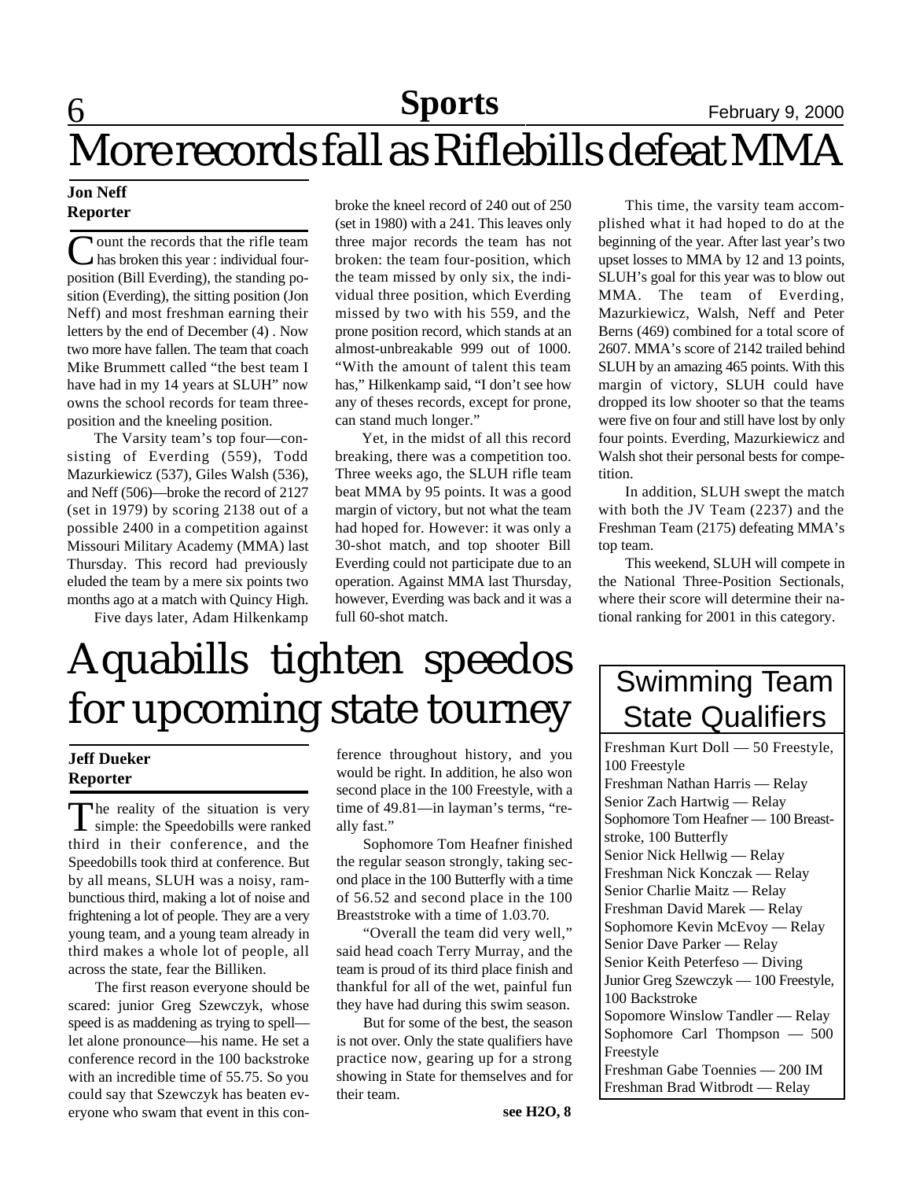# More records fall as Riflebills defeat MMA

**Jon Neff**
**Reporter**

Count the records that the rifle team has broken this year : individual four-position (Bill Everding), the standing position (Everding), the sitting position (Jon Neff) and most freshman earning their letters by the end of December (4) . Now two more have fallen. The team that coach Mike Brummett called "the best team I have had in my 14 years at SLUH" now owns the school records for team three-position and the kneeling position.

The Varsity team's top four—consisting of Everding (559), Todd Mazurkiewicz (537), Giles Walsh (536), and Neff (506)—broke the record of 2127 (set in 1979) by scoring 2138 out of a possible 2400 in a competition against Missouri Military Academy (MMA) last Thursday. This record had previously eluded the team by a mere six points two months ago at a match with Quincy High.

Five days later, Adam Hilkenkamp broke the kneel record of 240 out of 250 (set in 1980) with a 241. This leaves only three major records the team has not broken: the team four-position, which the team missed by only six, the individual three position, which Everding missed by two with his 559, and the prone position record, which stands at an almost-unbreakable 999 out of 1000. "With the amount of talent this team has," Hilkenkamp said, "I don't see how any of theses records, except for prone, can stand much longer."

Yet, in the midst of all this record breaking, there was a competition too. Three weeks ago, the SLUH rifle team beat MMA by 95 points. It was a good margin of victory, but not what the team had hoped for. However: it was only a 30-shot match, and top shooter Bill Everding could not participate due to an operation. Against MMA last Thursday, however, Everding was back and it was a full 60-shot match.

This time, the varsity team accomplished what it had hoped to do at the beginning of the year. After last year's two upset losses to MMA by 12 and 13 points, SLUH's goal for this year was to blow out MMA. The team of Everding, Mazurkiewicz, Walsh, Neff and Peter Berns (469) combined for a total score of 2607. MMA's score of 2142 trailed behind SLUH by an amazing 465 points. With this margin of victory, SLUH could have dropped its low shooter so that the teams were five on four and still have lost by only four points. Everding, Mazurkiewicz and Walsh shot their personal bests for competition.

In addition, SLUH swept the match with both the JV Team (2237) and the Freshman Team (2175) defeating MMA's top team.

This weekend, SLUH will compete in the National Three-Position Sectionals, where their score will determine their national ranking for 2001 in this category.

# Aquabills tighten speedos for upcoming state tourney

**Jeff Dueker**
**Reporter**

The reality of the situation is very simple: the Speedobills were ranked third in their conference, and the Speedobills took third at conference. But by all means, SLUH was a noisy, rambunctious third, making a lot of noise and frightening a lot of people. They are a very young team, and a young team already in third makes a whole lot of people, all across the state, fear the Billiken.

The first reason everyone should be scared: junior Greg Szewczyk, whose speed is as maddening as trying to spell—let alone pronounce—his name. He set a conference record in the 100 backstroke with an incredible time of 55.75. So you could say that Szewczyk has beaten everyone who swam that event in this conference throughout history, and you would be right. In addition, he also won second place in the 100 Freestyle, with a time of 49.81—in layman's terms, "really fast."

Sophomore Tom Heafner finished the regular season strongly, taking second place in the 100 Butterfly with a time of 56.52 and second place in the 100 Breaststroke with a time of 1.03.70.

"Overall the team did very well," said head coach Terry Murray, and the team is proud of its third place finish and thankful for all of the wet, painful fun they have had during this swim season.

But for some of the best, the season is not over. Only the state qualifiers have practice now, gearing up for a strong showing in State for themselves and for their team.

**see H2O, 8**

## Swimming Team State Qualifiers

Freshman Kurt Doll — 50 Freestyle, 100 Freestyle
Freshman Nathan Harris — Relay
Senior Zach Hartwig — Relay
Sophomore Tom Heafner — 100 Breaststroke, 100 Butterfly
Senior Nick Hellwig — Relay
Freshman Nick Konczak — Relay
Senior Charlie Maitz — Relay
Freshman David Marek — Relay
Sophomore Kevin McEvoy — Relay
Senior Dave Parker — Relay
Senior Keith Peterfeso — Diving
Junior Greg Szewczyk — 100 Freestyle, 100 Backstroke
Sopomore Winslow Tandler — Relay
Sophomore Carl Thompson — 500 Freestyle
Freshman Gabe Toennies — 200 IM
Freshman Brad Witbrodt — Relay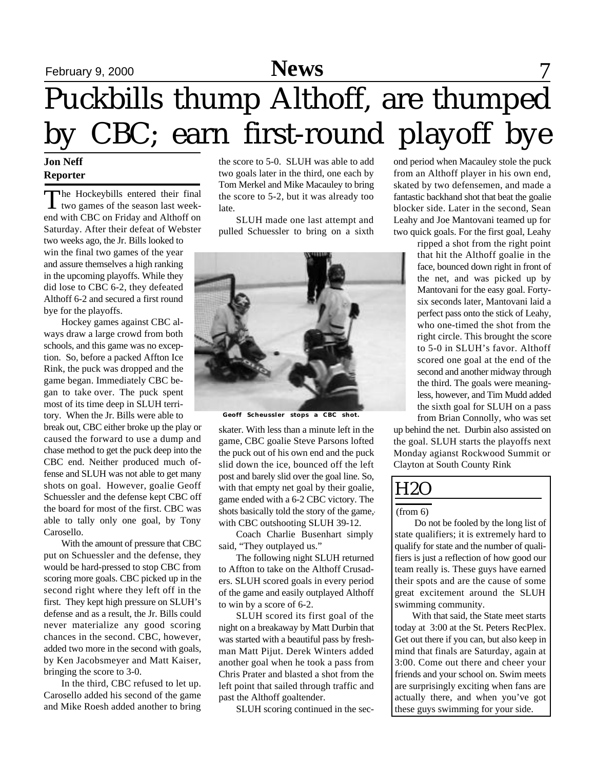# Puckbills thump Althoff, are thumped by CBC; earn first-round playoff bye

**Jon Neff**
**Reporter**

The Hockeybills entered their final two games of the season last weekend with CBC on Friday and Althoff on Saturday. After their defeat of Webster two weeks ago, the Jr. Bills looked to win the final two games of the year and assure themselves a high ranking in the upcoming playoffs. While they did lose to CBC 6-2, they defeated Althoff 6-2 and secured a first round bye for the playoffs.

Hockey games against CBC always draw a large crowd from both schools, and this game was no exception. So, before a packed Affton Ice Rink, the puck was dropped and the game began. Immediately CBC began to take over. The puck spent most of its time deep in SLUH territory. When the Jr. Bills were able to break out, CBC either broke up the play or caused the forward to use a dump and chase method to get the puck deep into the CBC end. Neither produced much offense and SLUH was not able to get many shots on goal. However, goalie Geoff Schuessler and the defense kept CBC off the board for most of the first. CBC was able to tally only one goal, by Tony Carosello.

With the amount of pressure that CBC put on Schuessler and the defense, they would be hard-pressed to stop CBC from scoring more goals. CBC picked up in the second right where they left off in the first. They kept high pressure on SLUH's defense and as a result, the Jr. Bills could never materialize any good scoring chances in the second. CBC, however, added two more in the second with goals, by Ken Jacobsmeyer and Matt Kaiser, bringing the score to 3-0.

In the third, CBC refused to let up. Carosello added his second of the game and Mike Roesh added another to bring the score to 5-0. SLUH was able to add two goals later in the third, one each by Tom Merkel and Mike Macauley to bring the score to 5-2, but it was already too late.

SLUH made one last attempt and pulled Schuessler to bring on a sixth skater. With less than a minute left in the game, CBC goalie Steve Parsons lofted the puck out of his own end and the puck slid down the ice, bounced off the left post and barely slid over the goal line. So, with that empty net goal by their goalie, game ended with a 6-2 CBC victory. The shots basically told the story of the game, with CBC outshooting SLUH 39-12.

Geoff Scheussler stops a CBC shot.

Coach Charlie Busenhart simply said, "They outplayed us."

The following night SLUH returned to Affton to take on the Althoff Crusaders. SLUH scored goals in every period of the game and easily outplayed Althoff to win by a score of 6-2.

SLUH scored its first goal of the night on a breakaway by Matt Durbin that was started with a beautiful pass by freshman Matt Pijut. Derek Winters added another goal when he took a pass from Chris Prater and blasted a shot from the left point that sailed through traffic and past the Althoff goaltender.

SLUH scoring continued in the second period when Macauley stole the puck from an Althoff player in his own end, skated by two defensemen, and made a fantastic backhand shot that beat the goalie blocker side. Later in the second, Sean Leahy and Joe Mantovani teamed up for two quick goals. For the first goal, Leahy ripped a shot from the right point that hit the Althoff goalie in the face, bounced down right in front of the net, and was picked up by Mantovani for the easy goal. Forty-six seconds later, Mantovani laid a perfect pass onto the stick of Leahy, who one-timed the shot from the right circle. This brought the score to 5-0 in SLUH's favor. Althoff scored one goal at the end of the second and another midway through the third. The goals were meaningless, however, and Tim Mudd added the sixth goal for SLUH on a pass from Brian Connolly, who was set up behind the net. Durbin also assisted on the goal. SLUH starts the playoffs next Monday agianst Rockwood Summit or Clayton at South County Rink

## H2O

(from 6)

Do not be fooled by the long list of state qualifiers; it is extremely hard to qualify for state and the number of qualifiers is just a reflection of how good our team really is. These guys have earned their spots and are the cause of some great excitement around the SLUH swimming community.

With that said, the State meet starts today at 3:00 at the St. Peters RecPlex. Get out there if you can, but also keep in mind that finals are Saturday, again at 3:00. Come out there and cheer your friends and your school on. Swim meets are surprisingly exciting when fans are actually there, and when you've got these guys swimming for your side.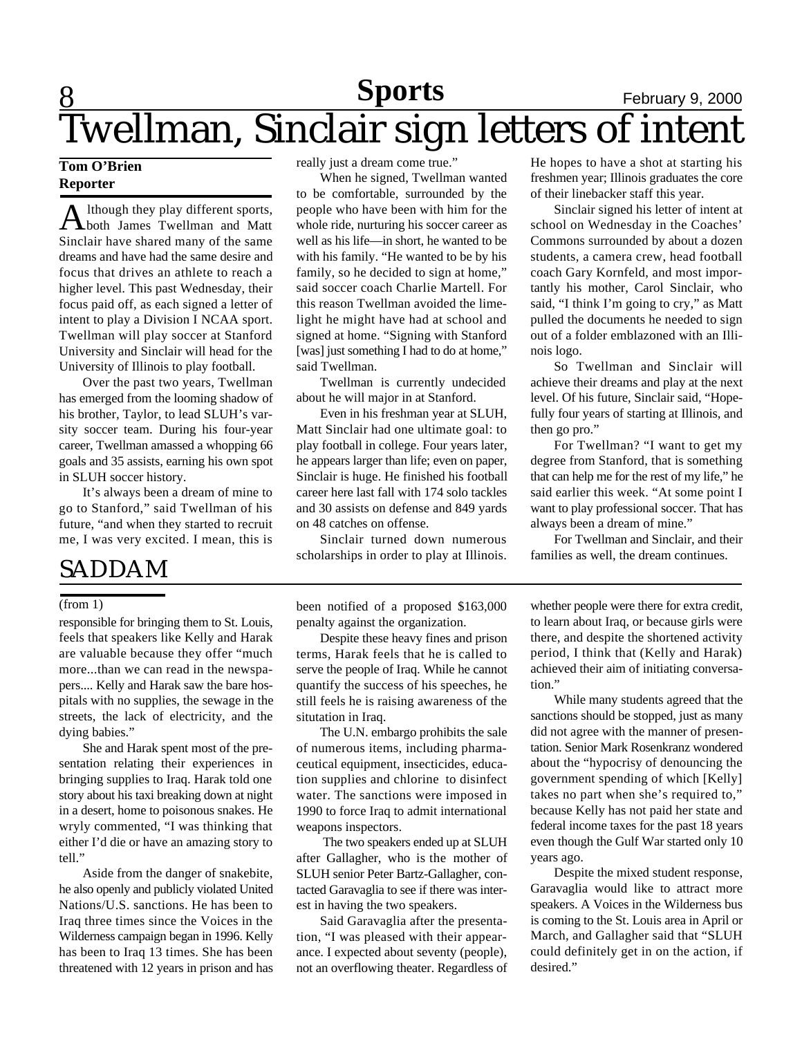# Twellman, Sinclair sign letters of intent

**Tom O'Brien**
**Reporter**

Although they play different sports, both James Twellman and Matt Sinclair have shared many of the same dreams and have had the same desire and focus that drives an athlete to reach a higher level. This past Wednesday, their focus paid off, as each signed a letter of intent to play a Division I NCAA sport. Twellman will play soccer at Stanford University and Sinclair will head for the University of Illinois to play football.

Over the past two years, Twellman has emerged from the looming shadow of his brother, Taylor, to lead SLUH's varsity soccer team. During his four-year career, Twellman amassed a whopping 66 goals and 35 assists, earning his own spot in SLUH soccer history.

It's always been a dream of mine to go to Stanford," said Twellman of his future, "and when they started to recruit me, I was very excited. I mean, this is really just a dream come true."

When he signed, Twellman wanted to be comfortable, surrounded by the people who have been with him for the whole ride, nurturing his soccer career as well as his life—in short, he wanted to be with his family. "He wanted to be by his family, so he decided to sign at home," said soccer coach Charlie Martell. For this reason Twellman avoided the limelight he might have had at school and signed at home. "Signing with Stanford [was] just something I had to do at home," said Twellman.

Twellman is currently undecided about he will major in at Stanford.

Even in his freshman year at SLUH, Matt Sinclair had one ultimate goal: to play football in college. Four years later, he appears larger than life; even on paper, Sinclair is huge. He finished his football career here last fall with 174 solo tackles and 30 assists on defense and 849 yards on 48 catches on offense.

Sinclair turned down numerous scholarships in order to play at Illinois. He hopes to have a shot at starting his freshmen year; Illinois graduates the core of their linebacker staff this year.

Sinclair signed his letter of intent at school on Wednesday in the Coaches' Commons surrounded by about a dozen students, a camera crew, head football coach Gary Kornfeld, and most importantly his mother, Carol Sinclair, who said, "I think I'm going to cry," as Matt pulled the documents he needed to sign out of a folder emblazoned with an Illinois logo.

So Twellman and Sinclair will achieve their dreams and play at the next level. Of his future, Sinclair said, "Hopefully four years of starting at Illinois, and then go pro."

For Twellman? "I want to get my degree from Stanford, that is something that can help me for the rest of my life," he said earlier this week. "At some point I want to play professional soccer. That has always been a dream of mine."

For Twellman and Sinclair, and their families as well, the dream continues.

# SADDAM

(from 1)

responsible for bringing them to St. Louis, feels that speakers like Kelly and Harak are valuable because they offer "much more...than we can read in the newspapers.... Kelly and Harak saw the bare hospitals with no supplies, the sewage in the streets, the lack of electricity, and the dying babies."

She and Harak spent most of the presentation relating their experiences in bringing supplies to Iraq. Harak told one story about his taxi breaking down at night in a desert, home to poisonous snakes. He wryly commented, "I was thinking that either I'd die or have an amazing story to tell."

Aside from the danger of snakebite, he also openly and publicly violated United Nations/U.S. sanctions. He has been to Iraq three times since the Voices in the Wilderness campaign began in 1996. Kelly has been to Iraq 13 times. She has been threatened with 12 years in prison and has been notified of a proposed $163,000 penalty against the organization.

Despite these heavy fines and prison terms, Harak feels that he is called to serve the people of Iraq. While he cannot quantify the success of his speeches, he still feels he is raising awareness of the situtation in Iraq.

The U.N. embargo prohibits the sale of numerous items, including pharmaceutical equipment, insecticides, education supplies and chlorine to disinfect water. The sanctions were imposed in 1990 to force Iraq to admit international weapons inspectors.

The two speakers ended up at SLUH after Gallagher, who is the mother of SLUH senior Peter Bartz-Gallagher, contacted Garavaglia to see if there was interest in having the two speakers.

Said Garavaglia after the presentation, "I was pleased with their appearance. I expected about seventy (people), not an overflowing theater. Regardless of whether people were there for extra credit, to learn about Iraq, or because girls were there, and despite the shortened activity period, I think that (Kelly and Harak) achieved their aim of initiating conversation."

While many students agreed that the sanctions should be stopped, just as many did not agree with the manner of presentation. Senior Mark Rosenkranz wondered about the "hypocrisy of denouncing the government spending of which [Kelly] takes no part when she's required to," because Kelly has not paid her state and federal income taxes for the past 18 years even though the Gulf War started only 10 years ago.

Despite the mixed student response, Garavaglia would like to attract more speakers. A Voices in the Wilderness bus is coming to the St. Louis area in April or March, and Gallagher said that "SLUH could definitely get in on the action, if desired."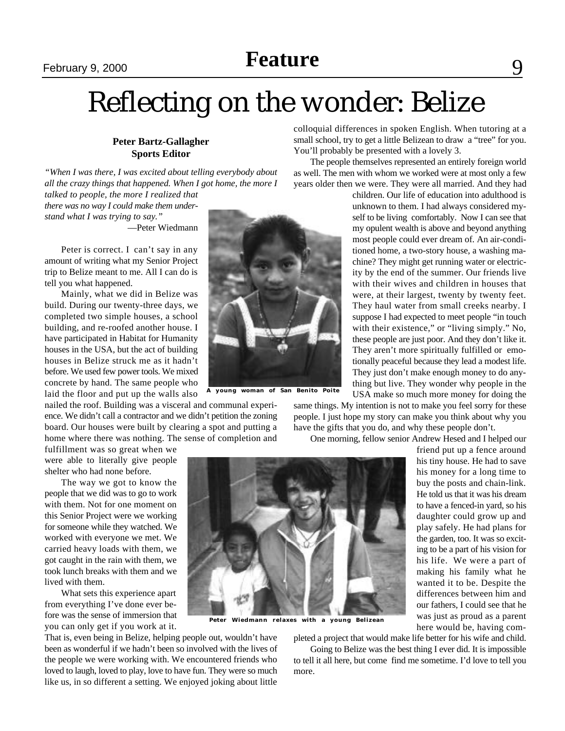# Reflecting on the wonder: Belize

**Peter Bartz-Gallagher**
**Sports Editor**

*"When I was there, I was excited about telling everybody about all the crazy things that happened. When I got home, the more I talked to people, the more I realized that there was no way I could make them understand what I was trying to say."*

—Peter Wiedmann

Peter is correct. I can't say in any amount of writing what my Senior Project trip to Belize meant to me. All I can do is tell you what happened.

Mainly, what we did in Belize was build. During our twenty-three days, we completed two simple houses, a school building, and re-roofed another house. I have participated in Habitat for Humanity houses in the USA, but the act of building houses in Belize struck me as it hadn't before. We used few power tools. We mixed concrete by hand. The same people who laid the floor and put up the walls also nailed the roof. Building was a visceral and communal experience. We didn't call a contractor and we didn't petition the zoning board. Our houses were built by clearing a spot and putting a home where there was nothing. The sense of completion and fulfillment was so great when we were able to literally give people shelter who had none before.

A young woman of San Benito Poite

The way we got to know the people that we did was to go to work with them. Not for one moment on this Senior Project were we working for someone while they watched. We worked with everyone we met. We carried heavy loads with them, we got caught in the rain with them, we took lunch breaks with them and we lived with them.

What sets this experience apart from everything I've done ever before was the sense of immersion that you can only get if you work at it. That is, even being in Belize, helping people out, wouldn't have been as wonderful if we hadn't been so involved with the lives of the people we were working with. We encountered friends who loved to laugh, loved to play, love to have fun. They were so much like us, in so different a setting. We enjoyed joking about little colloquial differences in spoken English. When tutoring at a small school, try to get a little Belizean to draw a "tree" for you. You'll probably be presented with a lovely 3.

The people themselves represented an entirely foreign world as well. The men with whom we worked were at most only a few years older then we were. They were all married. And they had children. Our life of education into adulthood is unknown to them. I had always considered myself to be living comfortably. Now I can see that my opulent wealth is above and beyond anything most people could ever dream of. An air-conditioned home, a two-story house, a washing machine? They might get running water or electricity by the end of the summer. Our friends live with their wives and children in houses that were, at their largest, twenty by twenty feet. They haul water from small creeks nearby. I suppose I had expected to meet people "in touch with their existence," or "living simply." No, these people are just poor. And they don't like it. They aren't more spiritually fulfilled or emotionally peaceful because they lead a modest life. They just don't make enough money to do anything but live. They wonder why people in the USA make so much more money for doing the same things. My intention is not to make you feel sorry for these people. I just hope my story can make you think about why you have the gifts that you do, and why these people don't.

Peter Wiedmann relaxes with a young Belizean

One morning, fellow senior Andrew Hesed and I helped our friend put up a fence around his tiny house. He had to save his money for a long time to buy the posts and chain-link. He told us that it was his dream to have a fenced-in yard, so his daughter could grow up and play safely. He had plans for the garden, too. It was so exciting to be a part of his vision for his life. We were a part of making his family what he wanted it to be. Despite the differences between him and our fathers, I could see that he was just as proud as a parent here would be, having completed a project that would make life better for his wife and child.

Going to Belize was the best thing I ever did. It is impossible to tell it all here, but come find me sometime. I'd love to tell you more.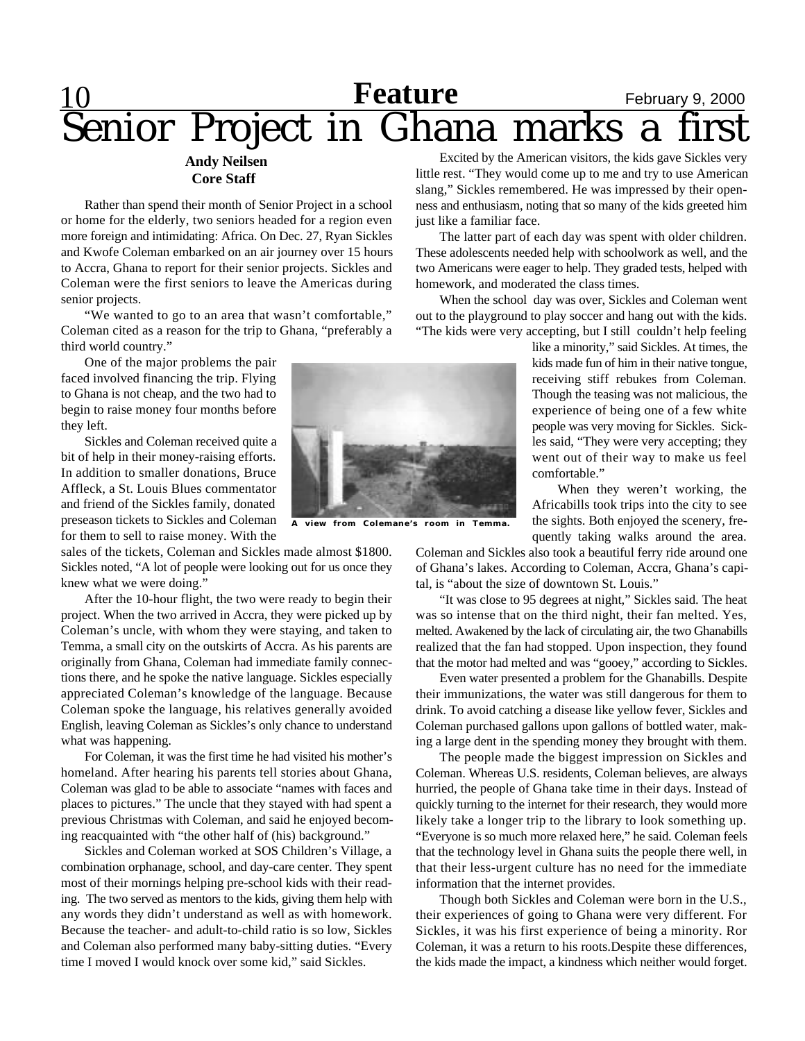# Senior Project in Ghana marks a first

**Andy Neilsen**
**Core Staff**

Rather than spend their month of Senior Project in a school or home for the elderly, two seniors headed for a region even more foreign and intimidating: Africa. On Dec. 27, Ryan Sickles and Kwofe Coleman embarked on an air journey over 15 hours to Accra, Ghana to report for their senior projects. Sickles and Coleman were the first seniors to leave the Americas during senior projects.

"We wanted to go to an area that wasn't comfortable," Coleman cited as a reason for the trip to Ghana, "preferably a third world country."

One of the major problems the pair faced involved financing the trip. Flying to Ghana is not cheap, and the two had to begin to raise money four months before they left.

Sickles and Coleman received quite a bit of help in their money-raising efforts. In addition to smaller donations, Bruce Affleck, a St. Louis Blues commentator and friend of the Sickles family, donated preseason tickets to Sickles and Coleman for them to sell to raise money. With the sales of the tickets, Coleman and Sickles made almost $1800. Sickles noted, "A lot of people were looking out for us once they knew what we were doing."

After the 10-hour flight, the two were ready to begin their project. When the two arrived in Accra, they were picked up by Coleman's uncle, with whom they were staying, and taken to Temma, a small city on the outskirts of Accra. As his parents are originally from Ghana, Coleman had immediate family connections there, and he spoke the native language. Sickles especially appreciated Coleman's knowledge of the language. Because Coleman spoke the language, his relatives generally avoided English, leaving Coleman as Sickles's only chance to understand what was happening.

For Coleman, it was the first time he had visited his mother's homeland. After hearing his parents tell stories about Ghana, Coleman was glad to be able to associate "names with faces and places to pictures." The uncle that they stayed with had spent a previous Christmas with Coleman, and said he enjoyed becoming reacquainted with "the other half of (his) background."

Sickles and Coleman worked at SOS Children's Village, a combination orphanage, school, and day-care center. They spent most of their mornings helping pre-school kids with their reading. The two served as mentors to the kids, giving them help with any words they didn't understand as well as with homework. Because the teacher- and adult-to-child ratio is so low, Sickles and Coleman also performed many baby-sitting duties. "Every time I moved I would knock over some kid," said Sickles.

Excited by the American visitors, the kids gave Sickles very little rest. "They would come up to me and try to use American slang," Sickles remembered. He was impressed by their openness and enthusiasm, noting that so many of the kids greeted him just like a familiar face.

The latter part of each day was spent with older children. These adolescents needed help with schoolwork as well, and the two Americans were eager to help. They graded tests, helped with homework, and moderated the class times.

When the school day was over, Sickles and Coleman went out to the playground to play soccer and hang out with the kids. "The kids were very accepting, but I still couldn't help feeling like a minority," said Sickles. At times, the kids made fun of him in their native tongue, receiving stiff rebukes from Coleman. Though the teasing was not malicious, the experience of being one of a few white people was very moving for Sickles. Sickles said, "They were very accepting; they went out of their way to make us feel comfortable."

A view from Colemane's room in Temma.

When they weren't working, the Africabills took trips into the city to see the sights. Both enjoyed the scenery, frequently taking walks around the area. Coleman and Sickles also took a beautiful ferry ride around one of Ghana's lakes. According to Coleman, Accra, Ghana's capital, is "about the size of downtown St. Louis."

"It was close to 95 degrees at night," Sickles said. The heat was so intense that on the third night, their fan melted. Yes, melted. Awakened by the lack of circulating air, the two Ghanabills realized that the fan had stopped. Upon inspection, they found that the motor had melted and was "gooey," according to Sickles.

Even water presented a problem for the Ghanabills. Despite their immunizations, the water was still dangerous for them to drink. To avoid catching a disease like yellow fever, Sickles and Coleman purchased gallons upon gallons of bottled water, making a large dent in the spending money they brought with them.

The people made the biggest impression on Sickles and Coleman. Whereas U.S. residents, Coleman believes, are always hurried, the people of Ghana take time in their days. Instead of quickly turning to the internet for their research, they would more likely take a longer trip to the library to look something up. "Everyone is so much more relaxed here," he said. Coleman feels that the technology level in Ghana suits the people there well, in that their less-urgent culture has no need for the immediate information that the internet provides.

Though both Sickles and Coleman were born in the U.S., their experiences of going to Ghana were very different. For Sickles, it was his first experience of being a minority. Ror Coleman, it was a return to his roots.Despite these differences, the kids made the impact, a kindness which neither would forget.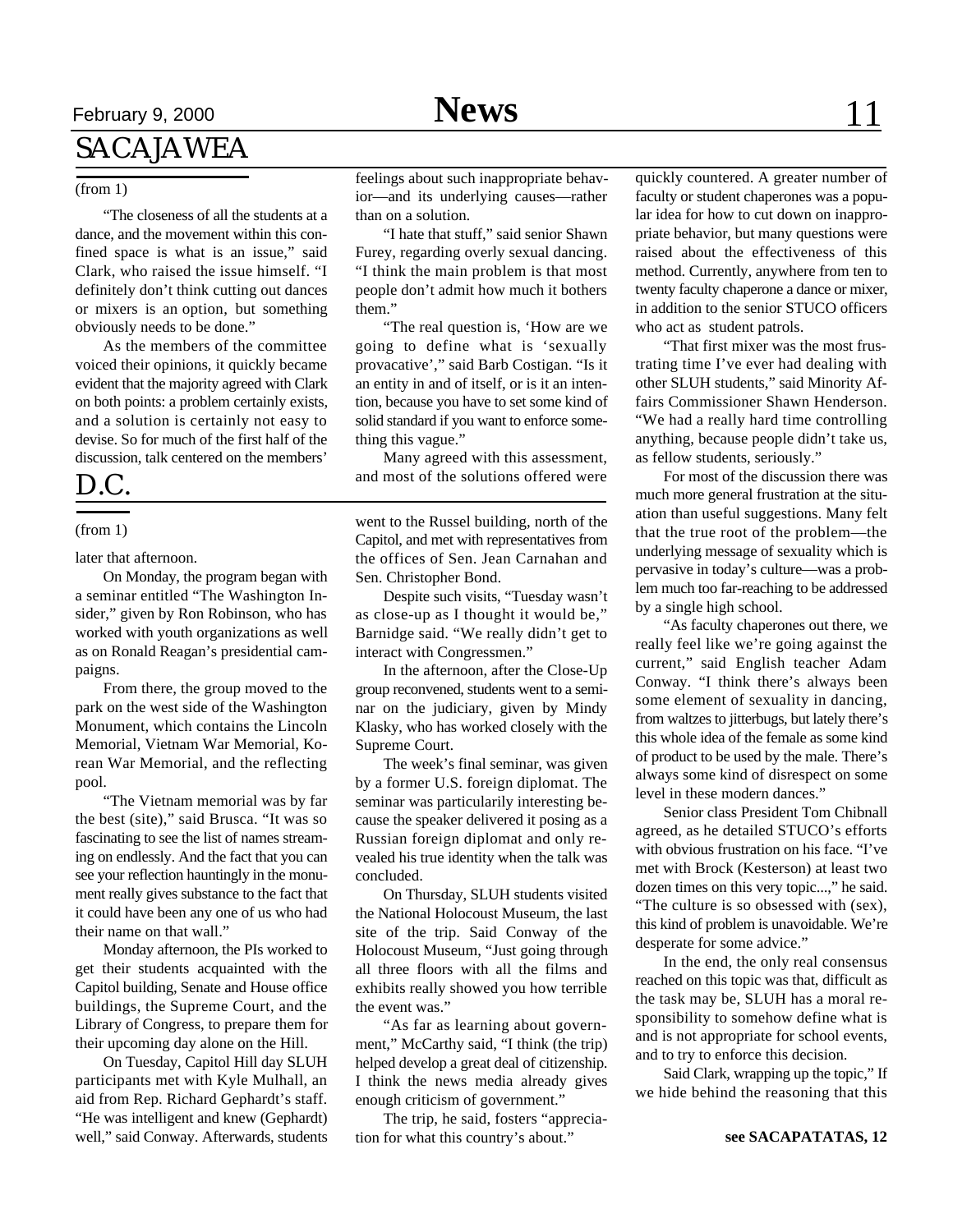# SACAJAWEA

(from 1)

"The closeness of all the students at a dance, and the movement within this confined space is what is an issue," said Clark, who raised the issue himself. "I definitely don't think cutting out dances or mixers is an option, but something obviously needs to be done."

As the members of the committee voiced their opinions, it quickly became evident that the majority agreed with Clark on both points: a problem certainly exists, and a solution is certainly not easy to devise. So for much of the first half of the discussion, talk centered on the members' feelings about such inappropriate behavior—and its underlying causes—rather than on a solution.

"I hate that stuff," said senior Shawn Furey, regarding overly sexual dancing. "I think the main problem is that most people don't admit how much it bothers them."

"The real question is, 'How are we going to define what is 'sexually provacative'," said Barb Costigan. "Is it an entity in and of itself, or is it an intention, because you have to set some kind of solid standard if you want to enforce something this vague."

Many agreed with this assessment, and most of the solutions offered were quickly countered. A greater number of faculty or student chaperones was a popular idea for how to cut down on inappropriate behavior, but many questions were raised about the effectiveness of this method. Currently, anywhere from ten to twenty faculty chaperone a dance or mixer, in addition to the senior STUCO officers who act as student patrols.

"That first mixer was the most frustrating time I've ever had dealing with other SLUH students," said Minority Affairs Commissioner Shawn Henderson. "We had a really hard time controlling anything, because people didn't take us, as fellow students, seriously."

For most of the discussion there was much more general frustration at the situation than useful suggestions. Many felt that the true root of the problem—the underlying message of sexuality which is pervasive in today's culture—was a problem much too far-reaching to be addressed by a single high school.

"As faculty chaperones out there, we really feel like we're going against the current," said English teacher Adam Conway. "I think there's always been some element of sexuality in dancing, from waltzes to jitterbugs, but lately there's this whole idea of the female as some kind of product to be used by the male. There's always some kind of disrespect on some level in these modern dances."

Senior class President Tom Chibnall agreed, as he detailed STUCO's efforts with obvious frustration on his face. "I've met with Brock (Kesterson) at least two dozen times on this very topic...," he said. "The culture is so obsessed with (sex), this kind of problem is unavoidable. We're desperate for some advice."

In the end, the only real consensus reached on this topic was that, difficult as the task may be, SLUH has a moral responsibility to somehow define what is and is not appropriate for school events, and to try to enforce this decision.

Said Clark, wrapping up the topic," If we hide behind the reasoning that this

**see SACAPATATAS, 12**

# D.C.

(from 1)

later that afternoon.

On Monday, the program began with a seminar entitled "The Washington Insider," given by Ron Robinson, who has worked with youth organizations as well as on Ronald Reagan's presidential campaigns.

From there, the group moved to the park on the west side of the Washington Monument, which contains the Lincoln Memorial, Vietnam War Memorial, Korean War Memorial, and the reflecting pool.

"The Vietnam memorial was by far the best (site)," said Brusca. "It was so fascinating to see the list of names streaming on endlessly. And the fact that you can see your reflection hauntingly in the monument really gives substance to the fact that it could have been any one of us who had their name on that wall."

Monday afternoon, the PIs worked to get their students acquainted with the Capitol building, Senate and House office buildings, the Supreme Court, and the Library of Congress, to prepare them for their upcoming day alone on the Hill.

On Tuesday, Capitol Hill day SLUH participants met with Kyle Mulhall, an aid from Rep. Richard Gephardt's staff. "He was intelligent and knew (Gephardt) well," said Conway. Afterwards, students went to the Russel building, north of the Capitol, and met with representatives from the offices of Sen. Jean Carnahan and Sen. Christopher Bond.

Despite such visits, "Tuesday wasn't as close-up as I thought it would be," Barnidge said. "We really didn't get to interact with Congressmen."

In the afternoon, after the Close-Up group reconvened, students went to a seminar on the judiciary, given by Mindy Klasky, who has worked closely with the Supreme Court.

The week's final seminar, was given by a former U.S. foreign diplomat. The seminar was particularily interesting because the speaker delivered it posing as a Russian foreign diplomat and only revealed his true identity when the talk was concluded.

On Thursday, SLUH students visited the National Holocoust Museum, the last site of the trip. Said Conway of the Holocoust Museum, "Just going through all three floors with all the films and exhibits really showed you how terrible the event was."

"As far as learning about government," McCarthy said, "I think (the trip) helped develop a great deal of citizenship. I think the news media already gives enough criticism of government."

The trip, he said, fosters "appreciation for what this country's about."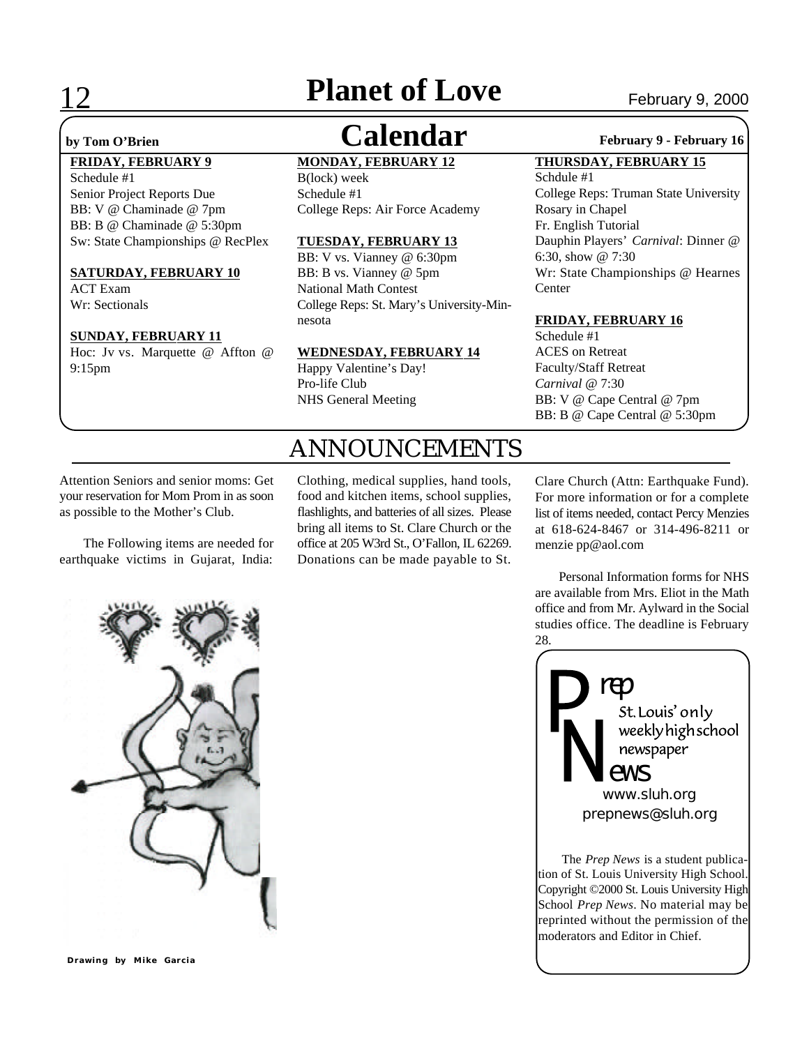# Planet of Love

## Calendar

by Tom O'Brien

February 9 - February 16

**FRIDAY, FEBRUARY 9**
Schedule #1
Senior Project Reports Due
BB: V @ Chaminade @ 7pm
BB: B @ Chaminade @ 5:30pm
Sw: State Championships @ RecPlex

**SATURDAY, FEBRUARY 10**
ACT Exam
Wr: Sectionals

**SUNDAY, FEBRUARY 11**
Hoc: Jv vs. Marquette @ Affton @ 9:15pm

**MONDAY, FEBRUARY 12**
B(lock) week
Schedule #1
College Reps: Air Force Academy

**TUESDAY, FEBRUARY 13**
BB: V vs. Vianney @ 6:30pm
BB: B vs. Vianney @ 5pm
National Math Contest
College Reps: St. Mary's University-Minnesota

**WEDNESDAY, FEBRUARY 14**
Happy Valentine's Day!
Pro-life Club
NHS General Meeting

**THURSDAY, FEBRUARY 15**
Schdule #1
College Reps: Truman State University
Rosary in Chapel
Fr. English Tutorial
Dauphin Players' *Carnival*: Dinner @ 6:30, show @ 7:30
Wr: State Championships @ Hearnes Center

**FRIDAY, FEBRUARY 16**
Schedule #1
ACES on Retreat
Faculty/Staff Retreat
*Carnival* @ 7:30
BB: V @ Cape Central @ 7pm
BB: B @ Cape Central @ 5:30pm

## ANNOUNCEMENTS

Attention Seniors and senior moms: Get your reservation for Mom Prom in as soon as possible to the Mother's Club.

The Following items are needed for earthquake victims in Gujarat, India: Clothing, medical supplies, hand tools, food and kitchen items, school supplies, flashlights, and batteries of all sizes. Please bring all items to St. Clare Church or the office at 205 W3rd St., O'Fallon, IL 62269. Donations can be made payable to St. Clare Church (Attn: Earthquake Fund). For more information or for a complete list of items needed, contact Percy Menzies at 618-624-8467 or 314-496-8211 or menzie pp@aol.com

Personal Information forms for NHS are available from Mrs. Eliot in the Math office and from Mr. Aylward in the Social studies office. The deadline is February 28.

Drawing by Mike Garcia

**Prep News**
St. Louis' only weekly high school newspaper
www.sluh.org
prepnews@sluh.org

The *Prep News* is a student publication of St. Louis University High School. Copyright ©2000 St. Louis University High School *Prep News*. No material may be reprinted without the permission of the moderators and Editor in Chief.